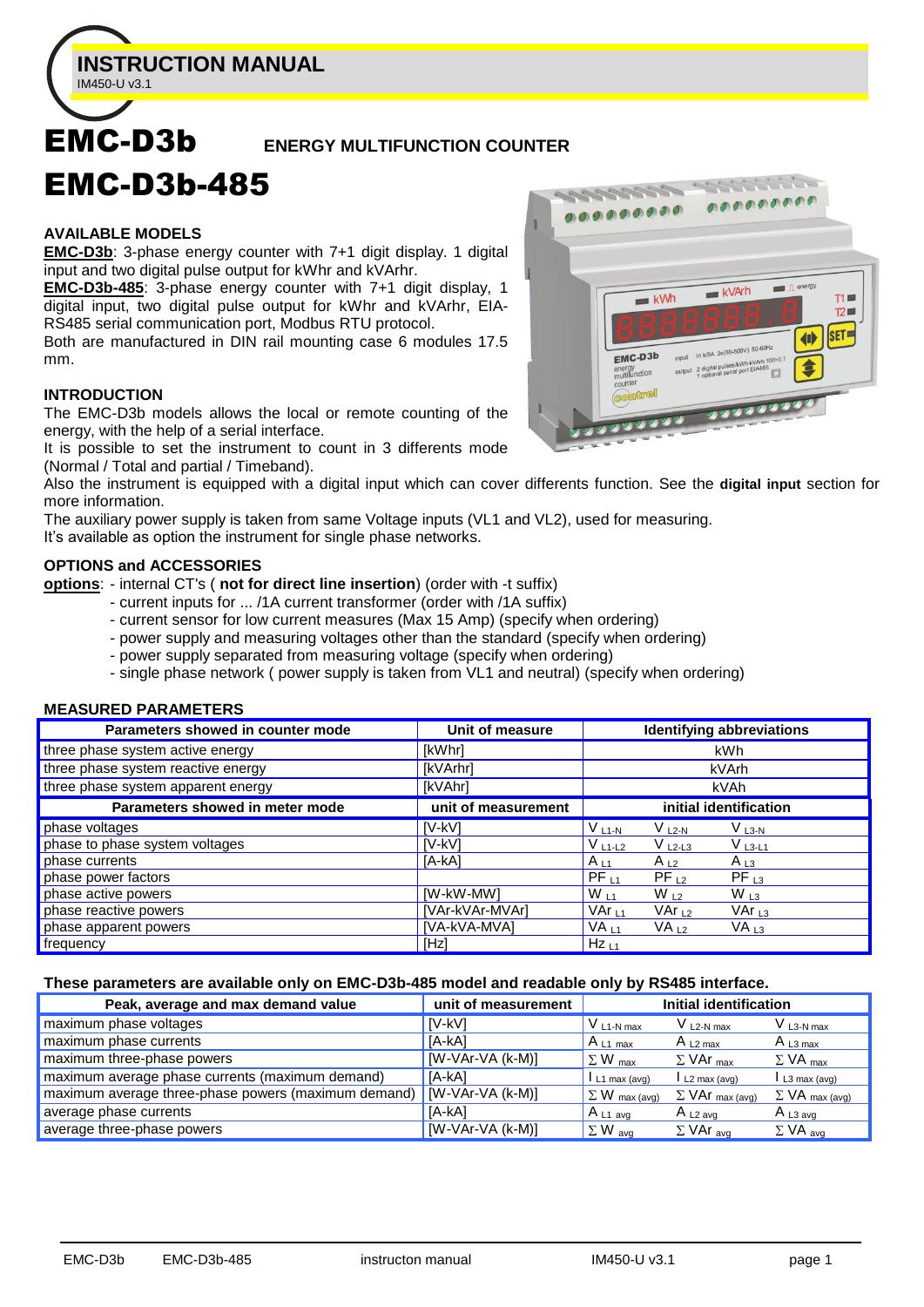# INSTRUCTION MANUAL

IM450-U v3.1

# EMC-D3b ENERGY MULTIFUNCTION COUNTER

# EMC-D3b-485

## AVAILABLE MODELS

**EMC-D3b**: 3-phase energy counter with 7+1 digit display. 1 digital input and two digital pulse output for kWhr and kVArhr.

**EMC-D3b-485**: 3-phase energy counter with 7+1 digit display, 1 digital input, two digital pulse output for kWhr and kVArhr, EIA-RS485 serial communication port, Modbus RTU protocol.

Both are manufactured in DIN rail mounting case 6 modules 17.5 mm.

## INTRODUCTION

The EMC-D3b models allows the local or remote counting of the energy, with the help of a serial interface.

It is possible to set the instrument to count in 3 differents mode (Normal / Total and partial / Timeband).

Also the instrument is equipped with a digital input which can cover differents function. See the **digital input** section for more information.

The auxiliary power supply is taken from same Voltage inputs (VL1 and VL2), used for measuring.

It's available as option the instrument for single phase networks.

## OPTIONS and ACCESSORIES

**options**: - internal CT's ( **not for direct line insertion**) (order with -t suffix)

- current inputs for ... /1A current transformer (order with /1A suffix)
- current sensor for low current measures (Max 15 Amp) (specify when ordering)
- power supply and measuring voltages other than the standard (specify when ordering)
- power supply separated from measuring voltage (specify when ordering)
- single phase network ( power supply is taken from VL1 and neutral) (specify when ordering)

## MEASURED PARAMETERS

| Parameters showed in counter mode | Unit of measure | Identifying abbreviations | | |
|---|---|---|---|---|
| three phase system active energy | [kWhr] | kWh | | |
| three phase system reactive energy | [kVArhr] | kVArh | | |
| three phase system apparent energy | [kVAhr] | kVAh | | |
| **Parameters showed in meter mode** | **unit of measurement** | **initial identification** | | |
| phase voltages | [V-kV] | $V_{L1-N}$ | $V_{L2-N}$ | $V_{L3-N}$ |
| phase to phase system voltages | [V-kV] | $V_{L1-L2}$ | $V_{L2-L3}$ | $V_{L3-L1}$ |
| phase currents | [A-kA] | $A_{L1}$ | $A_{L2}$ | $A_{L3}$ |
| phase power factors | | $PF_{L1}$ | $PF_{L2}$ | $PF_{L3}$ |
| phase active powers | [W-kW-MW] | $W_{L1}$ | $W_{L2}$ | $W_{L3}$ |
| phase reactive powers | [VAr-kVAr-MVAr] | $VAr_{L1}$ | $VAr_{L2}$ | $VAr_{L3}$ |
| phase apparent powers | [VA-kVA-MVA] | $VA_{L1}$ | $VA_{L2}$ | $VA_{L3}$ |
| frequency | [Hz] | $Hz_{L1}$ | | |

**These parameters are available only on EMC-D3b-485 model and readable only by RS485 interface.**

| Peak, average and max demand value | unit of measurement | Initial identification | | |
|---|---|---|---|---|
| maximum phase voltages | [V-kV] | $V_{L1-N\ max}$ | $V_{L2-N\ max}$ | $V_{L3-N\ max}$ |
| maximum phase currents | [A-kA] | $A_{L1\ max}$ | $A_{L2\ max}$ | $A_{L3\ max}$ |
| maximum three-phase powers | [W-VAr-VA (k-M)] | $\Sigma W_{max}$ | $\Sigma VAr_{max}$ | $\Sigma VA_{max}$ |
| maximum average phase currents (maximum demand) | [A-kA] | $I_{L1\ max\ (avg)}$ | $I_{L2\ max\ (avg)}$ | $I_{L3\ max\ (avg)}$ |
| maximum average three-phase powers (maximum demand) | [W-VAr-VA (k-M)] | $\Sigma W_{max\ (avg)}$ | $\Sigma VAr_{max\ (avg)}$ | $\Sigma VA_{max\ (avg)}$ |
| average phase currents | [A-kA] | $A_{L1\ avg}$ | $A_{L2\ avg}$ | $A_{L3\ avg}$ |
| average three-phase powers | [W-VAr-VA (k-M)] | $\Sigma W_{avg}$ | $\Sigma VAr_{avg}$ | $\Sigma VA_{avg}$ |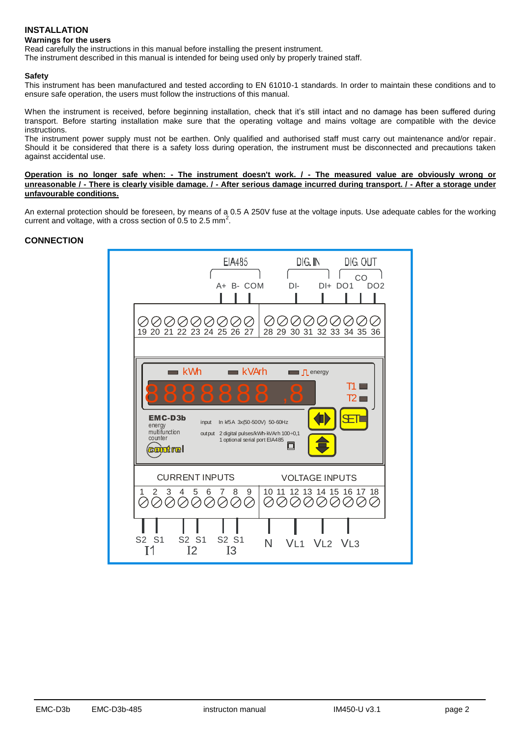# INSTALLATION

**Warnings for the users**

Read carefully the instructions in this manual before installing the present instrument.
The instrument described in this manual is intended for being used only by properly trained staff.

**Safety**

This instrument has been manufactured and tested according to EN 61010-1 standards. In order to maintain these conditions and to ensure safe operation, the users must follow the instructions of this manual.

When the instrument is received, before beginning installation, check that it's still intact and no damage has been suffered during transport. Before starting installation make sure that the operating voltage and mains voltage are compatible with the device instructions.
The instrument power supply must not be earthen. Only qualified and authorised staff must carry out maintenance and/or repair. Should it be considered that there is a safety loss during operation, the instrument must be disconnected and precautions taken against accidental use.

**Operation is no longer safe when: - The instrument doesn't work. / - The measured value are obviously wrong or unreasonable / - There is clearly visible damage. / - After serious damage incurred during transport. / - After a storage under unfavourable conditions.**

An external protection should be foreseen, by means of a 0.5 A 250V fuse at the voltage inputs. Use adequate cables for the working current and voltage, with a cross section of 0.5 to 2.5 mm$^2$.

# CONNECTION

EIA485: A+ B- COM
DIG. IN: DI- DI+
DIG. OUT: CO DO1 DO2

19 20 21 22 23 24 25 26 27 28 29 30 31 32 33 34 35 36

kWh kVArh energy
888888 ,8
T1
T2

EMC-D3b
energy multifunction counter
contrel

input In k/5A 3x(50-500V) 50-60Hz
output 2 digital pulses/kWh-kVArh 100÷0,1
1 optional serial port EIA485

SET

CURRENT INPUTS
1 2 3 4 5 6 7 8 9
S2 S1 I1 S2 S1 I2 S2 S1 I3

VOLTAGE INPUTS
10 11 12 13 14 15 16 17 18
N VL1 VL2 VL3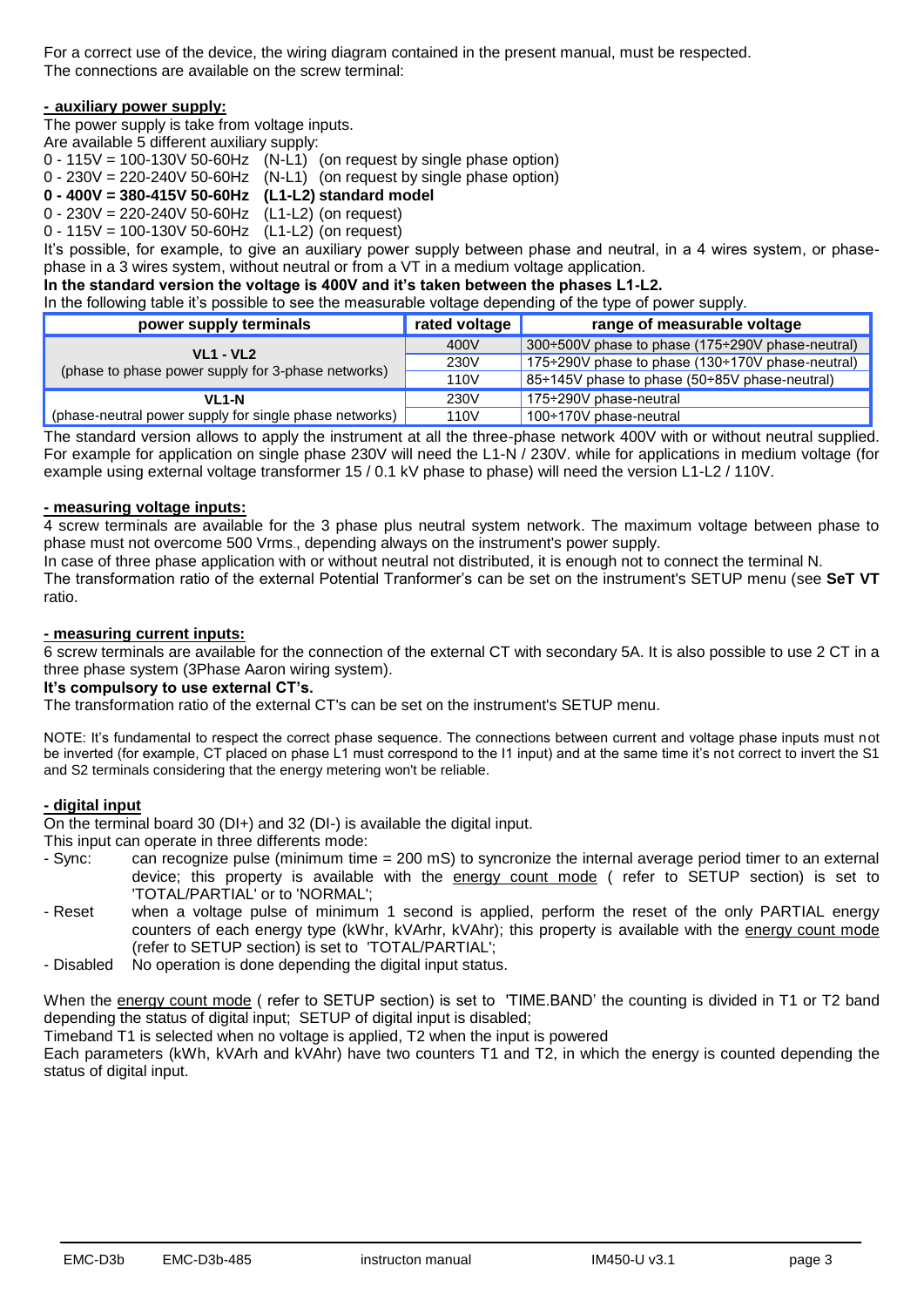For a correct use of the device, the wiring diagram contained in the present manual, must be respected.
The connections are available on the screw terminal:

**- auxiliary power supply:**

The power supply is take from voltage inputs.
Are available 5 different auxiliary supply:
0 - 115V = 100-130V 50-60Hz (N-L1) (on request by single phase option)
0 - 230V = 220-240V 50-60Hz (N-L1) (on request by single phase option)
**0 - 400V = 380-415V 50-60Hz (L1-L2) standard model**
0 - 230V = 220-240V 50-60Hz (L1-L2) (on request)
0 - 115V = 100-130V 50-60Hz (L1-L2) (on request)
It's possible, for example, to give an auxiliary power supply between phase and neutral, in a 4 wires system, or phase-phase in a 3 wires system, without neutral or from a VT in a medium voltage application.
**In the standard version the voltage is 400V and it's taken between the phases L1-L2.**
In the following table it's possible to see the measurable voltage depending of the type of power supply.

| power supply terminals | rated voltage | range of measurable voltage |
|---|---|---|
| **VL1 - VL2** (phase to phase power supply for 3-phase networks) | 400V | 300÷500V phase to phase (175÷290V phase-neutral) |
| | 230V | 175÷290V phase to phase (130÷170V phase-neutral) |
| | 110V | 85÷145V phase to phase (50÷85V phase-neutral) |
| **VL1-N** (phase-neutral power supply for single phase networks) | 230V | 175÷290V phase-neutral |
| | 110V | 100÷170V phase-neutral |

The standard version allows to apply the instrument at all the three-phase network 400V with or without neutral supplied. For example for application on single phase 230V will need the L1-N / 230V. while for applications in medium voltage (for example using external voltage transformer 15 / 0.1 kV phase to phase) will need the version L1-L2 / 110V.

**- measuring voltage inputs:**

4 screw terminals are available for the 3 phase plus neutral system network. The maximum voltage between phase to phase must not overcome 500 Vrms., depending always on the instrument's power supply.
In case of three phase application with or without neutral not distributed, it is enough not to connect the terminal N.
The transformation ratio of the external Potential Tranformer's can be set on the instrument's SETUP menu (see **SeT VT** ratio.

**- measuring current inputs:**

6 screw terminals are available for the connection of the external CT with secondary 5A. It is also possible to use 2 CT in a three phase system (3Phase Aaron wiring system).
**It's compulsory to use external CT's.**
The transformation ratio of the external CT's can be set on the instrument's SETUP menu.

NOTE: It's fundamental to respect the correct phase sequence. The connections between current and voltage phase inputs must not be inverted (for example, CT placed on phase L1 must correspond to the I1 input) and at the same time it's not correct to invert the S1 and S2 terminals considering that the energy metering won't be reliable.

**- digital input**

On the terminal board 30 (DI+) and 32 (DI-) is available the digital input.
This input can operate in three differents mode:

- Sync: can recognize pulse (minimum time = 200 mS) to syncronize the internal average period timer to an external device; this property is available with the energy count mode ( refer to SETUP section) is set to 'TOTAL/PARTIAL' or to 'NORMAL';
- Reset when a voltage pulse of minimum 1 second is applied, perform the reset of the only PARTIAL energy counters of each energy type (kWhr, kVArhr, kVAhr); this property is available with the energy count mode (refer to SETUP section) is set to 'TOTAL/PARTIAL';
- Disabled No operation is done depending the digital input status.

When the energy count mode ( refer to SETUP section) is set to 'TIME.BAND' the counting is divided in T1 or T2 band depending the status of digital input; SETUP of digital input is disabled;
Timeband T1 is selected when no voltage is applied, T2 when the input is powered
Each parameters (kWh, kVArh and kVAhr) have two counters T1 and T2, in which the energy is counted depending the status of digital input.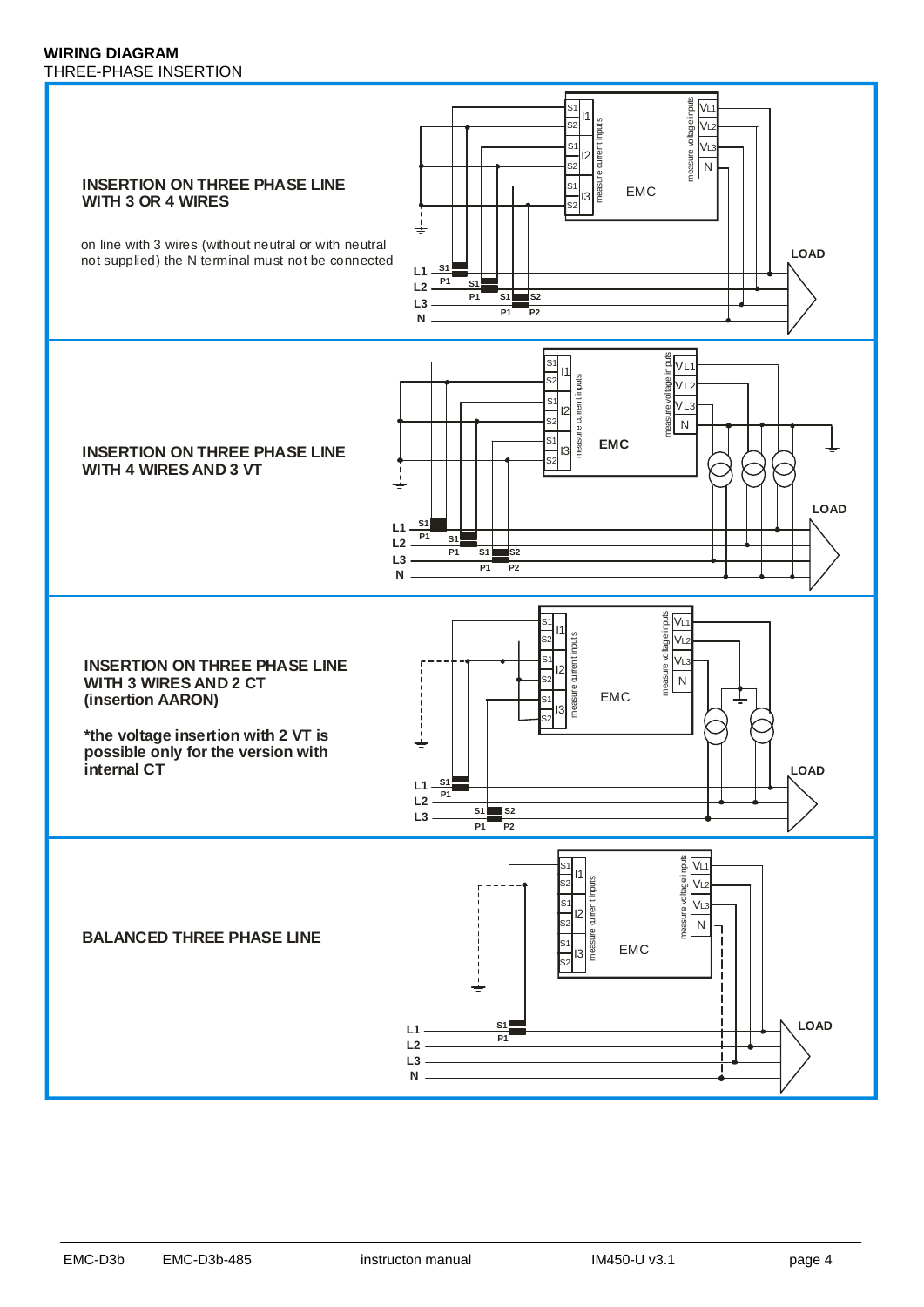**WIRING DIAGRAM**

THREE-PHASE INSERTION

**INSERTION ON THREE PHASE LINE WITH 3 OR 4 WIRES**

on line with 3 wires (without neutral or with neutral not supplied) the N terminal must not be connected

**INSERTION ON THREE PHASE LINE WITH 4 WIRES AND 3 VT**

**INSERTION ON THREE PHASE LINE WITH 3 WIRES AND 2 CT (insertion AARON)**

***the voltage insertion with 2 VT is possible only for the version with internal CT**

**BALANCED THREE PHASE LINE**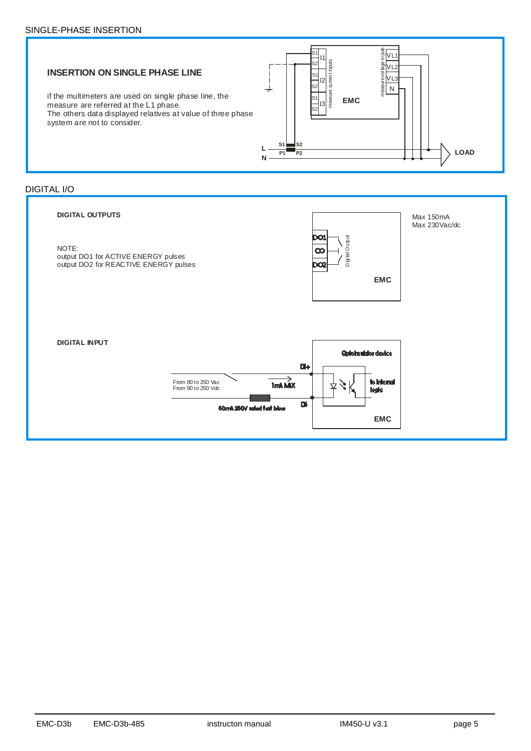## SINGLE-PHASE INSERTION

### INSERTION ON SINGLE PHASE LINE

if the multimeters are used on single phase line, the measure are referred at the L1 phase.
The others data displayed relatives at value of three phase system are not to consider.

S1 I1 S2 S1 I2 S2 S1 I3 S2 measure current inputs

EMC

measure voltage inputs VL1 VL2 VL3 N

L N S1 S2 P1 P2 LOAD

## DIGITAL I/O

**DIGITAL OUTPUTS**

NOTE:
output DO1 for ACTIVE ENERGY pulses
output DO2 for REACTIVE ENERGY pulses

DO1 CO DO2 Digital Output EMC

Max 150mA
Max 230Vac/dc

**DIGITAL INPUT**

Optoinsulator device

DI+ DI-

From 80 to 250 Vac
From 90 to 250 Vdc

1mA MAX

to internal logic

60mA 250V rated fast blow

EMC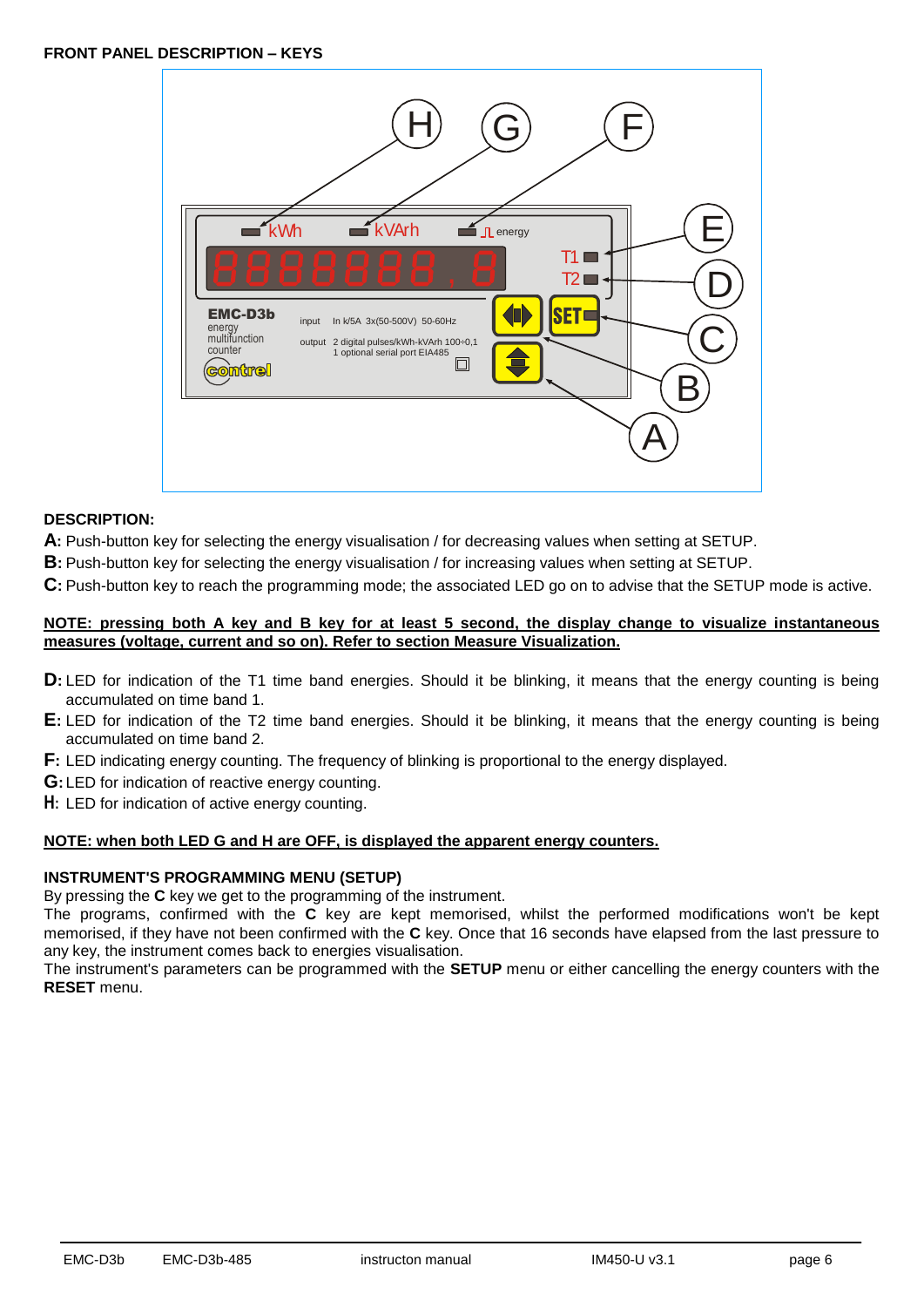## FRONT PANEL DESCRIPTION – KEYS

### DESCRIPTION:

**A:** Push-button key for selecting the energy visualisation / for decreasing values when setting at SETUP.

**B:** Push-button key for selecting the energy visualisation / for increasing values when setting at SETUP.

**C:** Push-button key to reach the programming mode; the associated LED go on to advise that the SETUP mode is active.

**NOTE: pressing both A key and B key for at least 5 second, the display change to visualize instantaneous measures (voltage, current and so on). Refer to section Measure Visualization.**

**D:** LED for indication of the T1 time band energies. Should it be blinking, it means that the energy counting is being accumulated on time band 1.

**E:** LED for indication of the T2 time band energies. Should it be blinking, it means that the energy counting is being accumulated on time band 2.

**F:** LED indicating energy counting. The frequency of blinking is proportional to the energy displayed.

**G:** LED for indication of reactive energy counting.

**H:** LED for indication of active energy counting.

**NOTE: when both LED G and H are OFF, is displayed the apparent energy counters.**

### INSTRUMENT'S PROGRAMMING MENU (SETUP)

By pressing the **C** key we get to the programming of the instrument.

The programs, confirmed with the **C** key are kept memorised, whilst the performed modifications won't be kept memorised, if they have not been confirmed with the **C** key. Once that 16 seconds have elapsed from the last pressure to any key, the instrument comes back to energies visualisation.

The instrument's parameters can be programmed with the **SETUP** menu or either cancelling the energy counters with the **RESET** menu.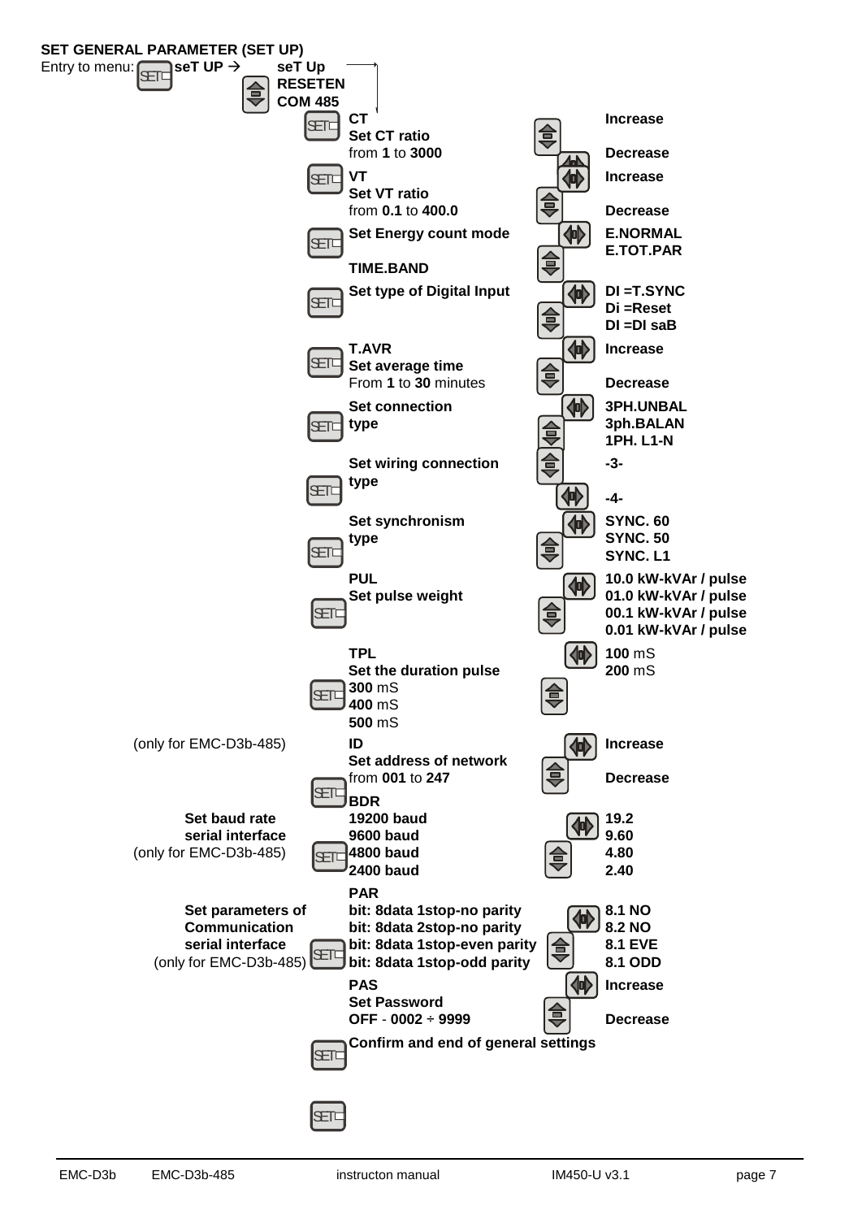## SET GENERAL PARAMETER (SET UP)

Entry to menu: SET **seT UP** → **seT Up** / **RESETEN** / **COM 485**

| Note | Parameter | Options |
|---|---|---|
| | **CT**<br>**Set CT ratio**<br>from **1** to **3000** | **Increase**<br>**Decrease** |
| | **VT**<br>**Set VT ratio**<br>from **0.1** to **400.0** | **Increase**<br>**Decrease** |
| | **Set Energy count mode**<br>**TIME.BAND** | **E.NORMAL**<br>**E.TOT.PAR** |
| | **Set type of Digital Input** | **DI =T.SYNC**<br>**Di =Reset**<br>**DI =DI saB** |
| | **T.AVR**<br>**Set average time**<br>From **1** to **30** minutes | **Increase**<br>**Decrease** |
| | **Set connection type** | **3PH.UNBAL**<br>**3ph.BALAN**<br>**1PH. L1-N** |
| | **Set wiring connection type** | **-3-**<br>**-4-** |
| | **Set synchronism type** | **SYNC. 60**<br>**SYNC. 50**<br>**SYNC. L1** |
| | **PUL**<br>**Set pulse weight** | **10.0 kW-kVAr / pulse**<br>**01.0 kW-kVAr / pulse**<br>**00.1 kW-kVAr / pulse**<br>**0.01 kW-kVAr / pulse** |
| | **TPL**<br>**Set the duration pulse** | **100** mS<br>**200** mS<br>**300** mS<br>**400** mS<br>**500** mS |
| (only for EMC-D3b-485) | **ID**<br>**Set address of network**<br>from **001** to **247** | **Increase**<br>**Decrease** |
| **Set baud rate serial interface**<br>(only for EMC-D3b-485) | **BDR**<br>**19200 baud**<br>**9600 baud**<br>**4800 baud**<br>**2400 baud** | **19.2**<br>**9.60**<br>**4.80**<br>**2.40** |
| **Set parameters of Communication serial interface**<br>(only for EMC-D3b-485) | **PAR**<br>**bit: 8data 1stop-no parity**<br>**bit: 8data 2stop-no parity**<br>**bit: 8data 1stop-even parity**<br>**bit: 8data 1stop-odd parity** | **8.1 NO**<br>**8.2 NO**<br>**8.1 EVE**<br>**8.1 ODD** |
| | **PAS**<br>**Set Password**<br>**OFF - 0002 ÷ 9999** | **Increase**<br>**Decrease** |
| | **Confirm and end of general settings** | |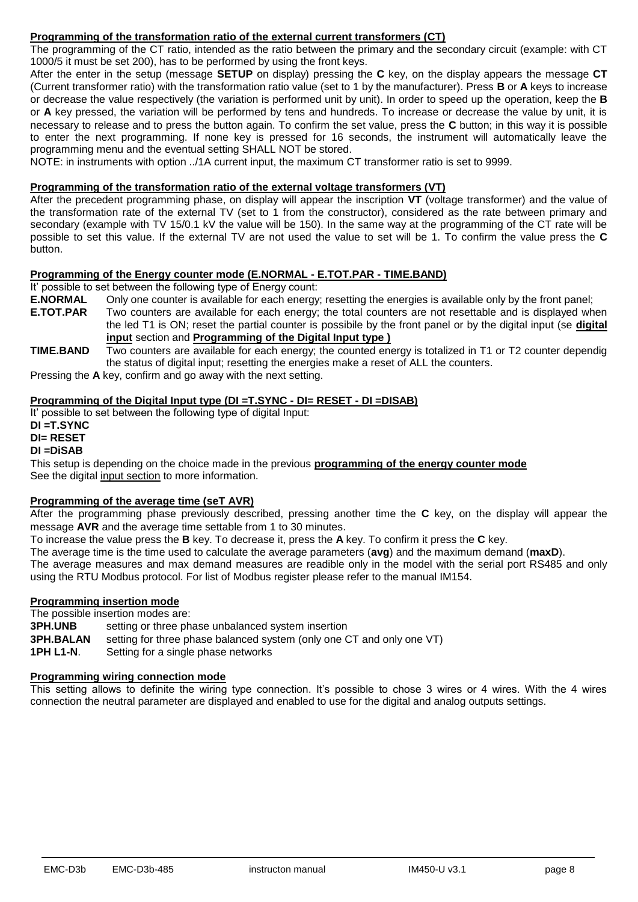**Programming of the transformation ratio of the external current transformers (CT)**

The programming of the CT ratio, intended as the ratio between the primary and the secondary circuit (example: with CT 1000/5 it must be set 200), has to be performed by using the front keys.

After the enter in the setup (message **SETUP** on display) pressing the **C** key, on the display appears the message **CT** (Current transformer ratio) with the transformation ratio value (set to 1 by the manufacturer). Press **B** or **A** keys to increase or decrease the value respectively (the variation is performed unit by unit). In order to speed up the operation, keep the **B** or **A** key pressed, the variation will be performed by tens and hundreds. To increase or decrease the value by unit, it is necessary to release and to press the button again. To confirm the set value, press the **C** button; in this way it is possible to enter the next programming. If none key is pressed for 16 seconds, the instrument will automatically leave the programming menu and the eventual setting SHALL NOT be stored.

NOTE: in instruments with option ../1A current input, the maximum CT transformer ratio is set to 9999.

**Programming of the transformation ratio of the external voltage transformers (VT)**

After the precedent programming phase, on display will appear the inscription **VT** (voltage transformer) and the value of the transformation rate of the external TV (set to 1 from the constructor), considered as the rate between primary and secondary (example with TV 15/0.1 kV the value will be 150). In the same way at the programming of the CT rate will be possible to set this value. If the external TV are not used the value to set will be 1. To confirm the value press the **C** button.

**Programming of the Energy counter mode (E.NORMAL - E.TOT.PAR - TIME.BAND)**

It' possible to set between the following type of Energy count:

**E.NORMAL** Only one counter is available for each energy; resetting the energies is available only by the front panel;

**E.TOT.PAR** Two counters are available for each energy; the total counters are not resettable and is displayed when the led T1 is ON; reset the partial counter is possibile by the front panel or by the digital input (se **digital input** section and **Programming of the Digital Input type )**

**TIME.BAND** Two counters are available for each energy; the counted energy is totalized in T1 or T2 counter dependig the status of digital input; resetting the energies make a reset of ALL the counters.

Pressing the **A** key, confirm and go away with the next setting.

**Programming of the Digital Input type (DI =T.SYNC - DI= RESET - DI =DISAB)**

It' possible to set between the following type of digital Input:

**DI =T.SYNC**
**DI= RESET**
**DI =DiSAB**

This setup is depending on the choice made in the previous **programming of the energy counter mode**
See the digital input section to more information.

**Programming of the average time (seT AVR)**

After the programming phase previously described, pressing another time the **C** key, on the display will appear the message **AVR** and the average time settable from 1 to 30 minutes.

To increase the value press the **B** key. To decrease it, press the **A** key. To confirm it press the **C** key.

The average time is the time used to calculate the average parameters (**avg**) and the maximum demand (**maxD**).

The average measures and max demand measures are readible only in the model with the serial port RS485 and only using the RTU Modbus protocol. For list of Modbus register please refer to the manual IM154.

**Programming insertion mode**

The possible insertion modes are:

**3PH.UNB** setting or three phase unbalanced system insertion
**3PH.BALAN** setting for three phase balanced system (only one CT and only one VT)
**1PH L1-N**. Setting for a single phase networks

**Programming wiring connection mode**

This setting allows to definite the wiring type connection. It's possible to chose 3 wires or 4 wires. With the 4 wires connection the neutral parameter are displayed and enabled to use for the digital and analog outputs settings.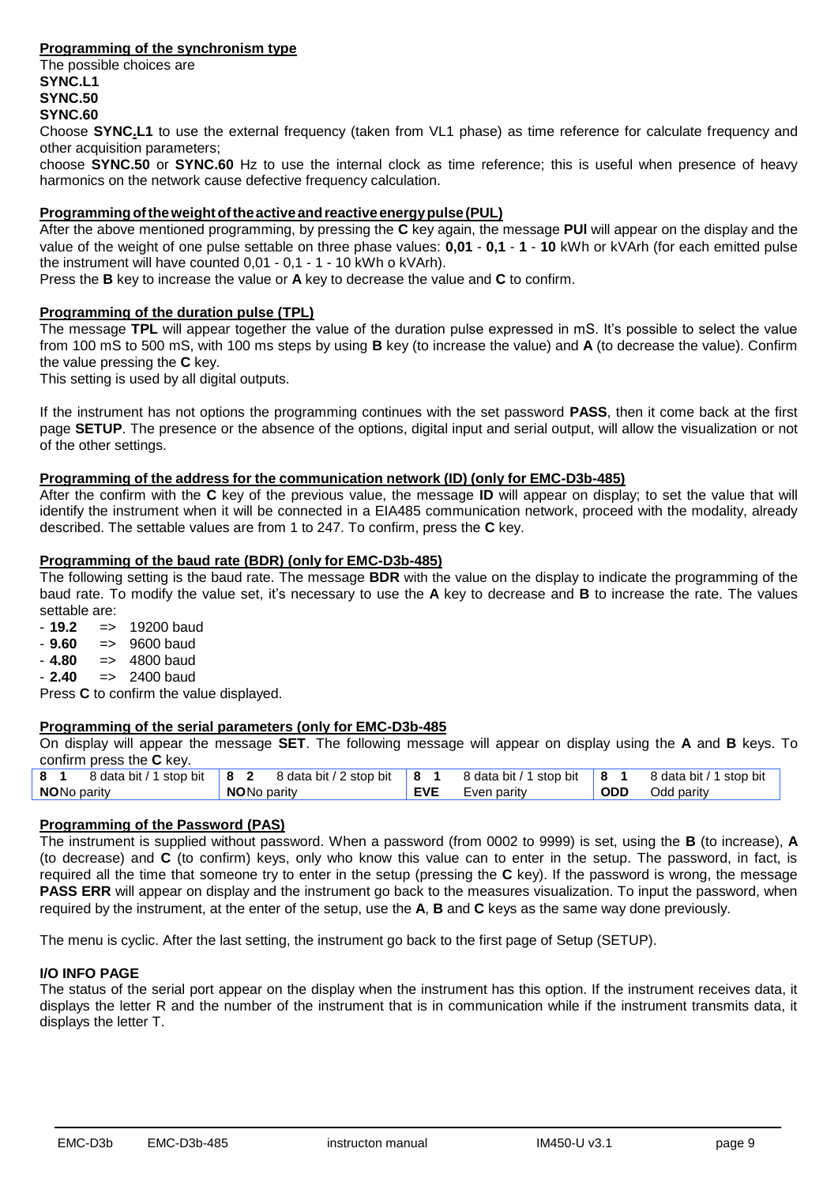**Programming of the synchronism type**

The possible choices are

**SYNC.L1**

**SYNC.50**

**SYNC.60**

Choose **SYNC.L1** to use the external frequency (taken from VL1 phase) as time reference for calculate frequency and other acquisition parameters;

choose **SYNC.50** or **SYNC.60** Hz to use the internal clock as time reference; this is useful when presence of heavy harmonics on the network cause defective frequency calculation.

**Programming of the weight of the active and reactive energy pulse (PUL)**

After the above mentioned programming, by pressing the **C** key again, the message **PUl** will appear on the display and the value of the weight of one pulse settable on three phase values: **0,01** - **0,1** - **1** - **10** kWh or kVArh (for each emitted pulse the instrument will have counted 0,01 - 0,1 - 1 - 10 kWh o kVArh).

Press the **B** key to increase the value or **A** key to decrease the value and **C** to confirm.

**Programming of the duration pulse (TPL)**

The message **TPL** will appear together the value of the duration pulse expressed in mS. It's possible to select the value from 100 mS to 500 mS, with 100 ms steps by using **B** key (to increase the value) and **A** (to decrease the value). Confirm the value pressing the **C** key.

This setting is used by all digital outputs.

If the instrument has not options the programming continues with the set password **PASS**, then it come back at the first page **SETUP**. The presence or the absence of the options, digital input and serial output, will allow the visualization or not of the other settings.

**Programming of the address for the communication network (ID) (only for EMC-D3b-485)**

After the confirm with the **C** key of the previous value, the message **ID** will appear on display; to set the value that will identify the instrument when it will be connected in a EIA485 communication network, proceed with the modality, already described. The settable values are from 1 to 247. To confirm, press the **C** key.

**Programming of the baud rate (BDR) (only for EMC-D3b-485)**

The following setting is the baud rate. The message **BDR** with the value on the display to indicate the programming of the baud rate. To modify the value set, it's necessary to use the **A** key to decrease and **B** to increase the rate. The values settable are:

- **19.2** => 19200 baud
- **9.60** => 9600 baud
- **4.80** => 4800 baud
- **2.40** => 2400 baud

Press **C** to confirm the value displayed.

**Programming of the serial parameters (only for EMC-D3b-485**

On display will appear the message **SET**. The following message will appear on display using the **A** and **B** keys. To confirm press the **C** key.

| | | | | | | | |
|---|---|---|---|---|---|---|---|
| **8 1** | 8 data bit / 1 stop bit | **8 2** | 8 data bit / 2 stop bit | **8 1** | 8 data bit / 1 stop bit | **8 1** | 8 data bit / 1 stop bit |
| **NO** | No parity | **NO** | No parity | **EVE** | Even parity | **ODD** | Odd parity |

**Programming of the Password (PAS)**

The instrument is supplied without password. When a password (from 0002 to 9999) is set, using the **B** (to increase), **A** (to decrease) and **C** (to confirm) keys, only who know this value can to enter in the setup. The password, in fact, is required all the time that someone try to enter in the setup (pressing the **C** key). If the password is wrong, the message **PASS ERR** will appear on display and the instrument go back to the measures visualization. To input the password, when required by the instrument, at the enter of the setup, use the **A**, **B** and **C** keys as the same way done previously.

The menu is cyclic. After the last setting, the instrument go back to the first page of Setup (SETUP).

**I/O INFO PAGE**

The status of the serial port appear on the display when the instrument has this option. If the instrument receives data, it displays the letter R and the number of the instrument that is in communication while if the instrument transmits data, it displays the letter T.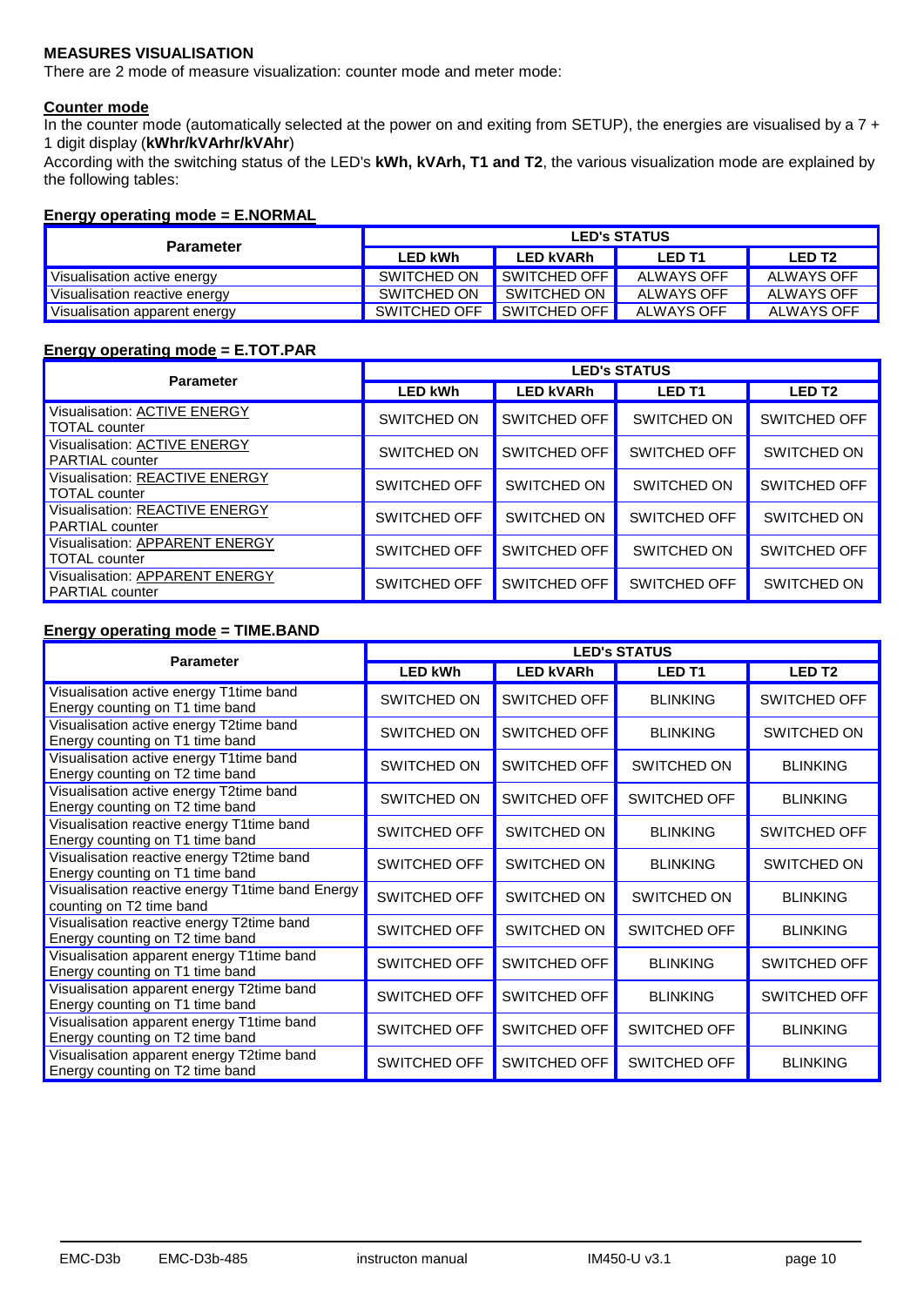## MEASURES VISUALISATION

There are 2 mode of measure visualization: counter mode and meter mode:

### Counter mode

In the counter mode (automatically selected at the power on and exiting from SETUP), the energies are visualised by a 7 + 1 digit display (**kWhr/kVArhr/kVAhr**)

According with the switching status of the LED's **kWh, kVArh, T1 and T2**, the various visualization mode are explained by the following tables:

**Energy operating mode = E.NORMAL**

| Parameter | LED's STATUS | | | |
|---|---|---|---|---|
| | LED kWh | LED kVARh | LED T1 | LED T2 |
| Visualisation active energy | SWITCHED ON | SWITCHED OFF | ALWAYS OFF | ALWAYS OFF |
| Visualisation reactive energy | SWITCHED ON | SWITCHED ON | ALWAYS OFF | ALWAYS OFF |
| Visualisation apparent energy | SWITCHED OFF | SWITCHED OFF | ALWAYS OFF | ALWAYS OFF |

**Energy operating mode = E.TOT.PAR**

| Parameter | LED's STATUS | | | |
|---|---|---|---|---|
| | LED kWh | LED kVARh | LED T1 | LED T2 |
| Visualisation: ACTIVE ENERGY TOTAL counter | SWITCHED ON | SWITCHED OFF | SWITCHED ON | SWITCHED OFF |
| Visualisation: ACTIVE ENERGY PARTIAL counter | SWITCHED ON | SWITCHED OFF | SWITCHED OFF | SWITCHED ON |
| Visualisation: REACTIVE ENERGY TOTAL counter | SWITCHED OFF | SWITCHED ON | SWITCHED ON | SWITCHED OFF |
| Visualisation: REACTIVE ENERGY PARTIAL counter | SWITCHED OFF | SWITCHED ON | SWITCHED OFF | SWITCHED ON |
| Visualisation: APPARENT ENERGY TOTAL counter | SWITCHED OFF | SWITCHED OFF | SWITCHED ON | SWITCHED OFF |
| Visualisation: APPARENT ENERGY PARTIAL counter | SWITCHED OFF | SWITCHED OFF | SWITCHED OFF | SWITCHED ON |

**Energy operating mode = TIME.BAND**

| Parameter | LED's STATUS | | | |
|---|---|---|---|---|
| | LED kWh | LED kVARh | LED T1 | LED T2 |
| Visualisation active energy T1time band Energy counting on T1 time band | SWITCHED ON | SWITCHED OFF | BLINKING | SWITCHED OFF |
| Visualisation active energy T2time band Energy counting on T1 time band | SWITCHED ON | SWITCHED OFF | BLINKING | SWITCHED ON |
| Visualisation active energy T1time band Energy counting on T2 time band | SWITCHED ON | SWITCHED OFF | SWITCHED ON | BLINKING |
| Visualisation active energy T2time band Energy counting on T2 time band | SWITCHED ON | SWITCHED OFF | SWITCHED OFF | BLINKING |
| Visualisation reactive energy T1time band Energy counting on T1 time band | SWITCHED OFF | SWITCHED ON | BLINKING | SWITCHED OFF |
| Visualisation reactive energy T2time band Energy counting on T1 time band | SWITCHED OFF | SWITCHED ON | BLINKING | SWITCHED ON |
| Visualisation reactive energy T1time band Energy counting on T2 time band | SWITCHED OFF | SWITCHED ON | SWITCHED ON | BLINKING |
| Visualisation reactive energy T2time band Energy counting on T2 time band | SWITCHED OFF | SWITCHED ON | SWITCHED OFF | BLINKING |
| Visualisation apparent energy T1time band Energy counting on T1 time band | SWITCHED OFF | SWITCHED OFF | BLINKING | SWITCHED OFF |
| Visualisation apparent energy T2time band Energy counting on T1 time band | SWITCHED OFF | SWITCHED OFF | BLINKING | SWITCHED OFF |
| Visualisation apparent energy T1time band Energy counting on T2 time band | SWITCHED OFF | SWITCHED OFF | SWITCHED OFF | BLINKING |
| Visualisation apparent energy T2time band Energy counting on T2 time band | SWITCHED OFF | SWITCHED OFF | SWITCHED OFF | BLINKING |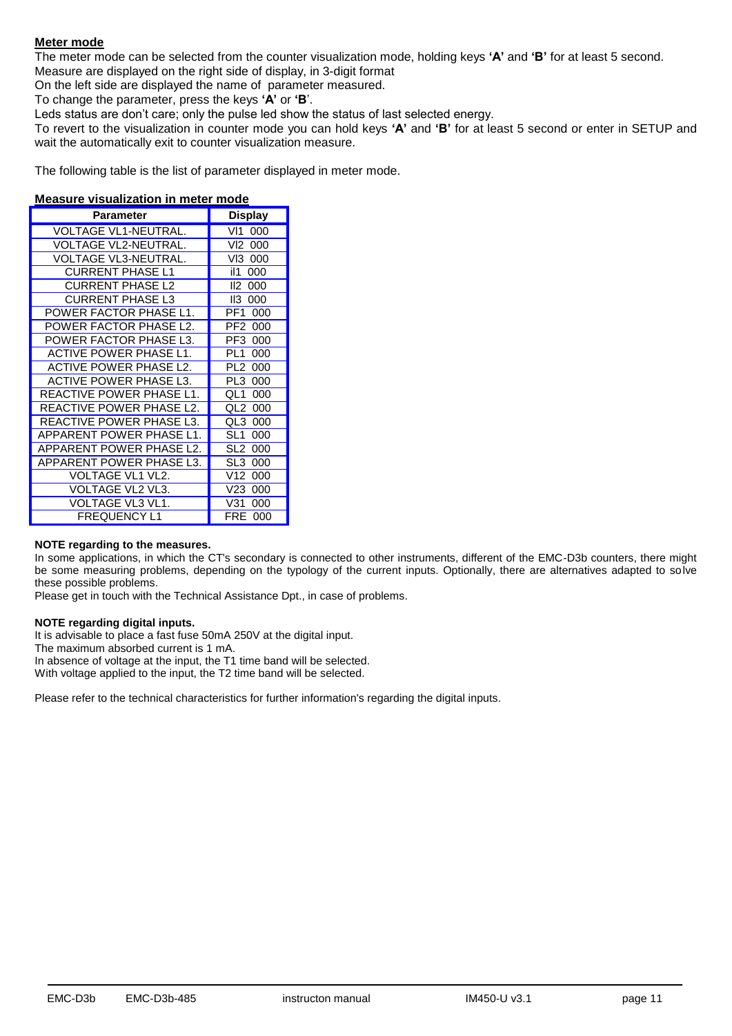**Meter mode**

The meter mode can be selected from the counter visualization mode, holding keys **'A'** and **'B'** for at least 5 second.
Measure are displayed on the right side of display, in 3-digit format
On the left side are displayed the name of parameter measured.
To change the parameter, press the keys **'A'** or **'B**'.
Leds status are don't care; only the pulse led show the status of last selected energy.
To revert to the visualization in counter mode you can hold keys **'A'** and **'B'** for at least 5 second or enter in SETUP and wait the automatically exit to counter visualization measure.

The following table is the list of parameter displayed in meter mode.

**Measure visualization in meter mode**

| Parameter | Display |
|---|---|
| VOLTAGE VL1-NEUTRAL. | Vl1 000 |
| VOLTAGE VL2-NEUTRAL. | Vl2 000 |
| VOLTAGE VL3-NEUTRAL. | Vl3 000 |
| CURRENT PHASE L1 | il1 000 |
| CURRENT PHASE L2 | Il2 000 |
| CURRENT PHASE L3 | Il3 000 |
| POWER FACTOR PHASE L1. | PF1 000 |
| POWER FACTOR PHASE L2. | PF2 000 |
| POWER FACTOR PHASE L3. | PF3 000 |
| ACTIVE POWER PHASE L1. | PL1 000 |
| ACTIVE POWER PHASE L2. | PL2 000 |
| ACTIVE POWER PHASE L3. | PL3 000 |
| REACTIVE POWER PHASE L1. | QL1 000 |
| REACTIVE POWER PHASE L2. | QL2 000 |
| REACTIVE POWER PHASE L3. | QL3 000 |
| APPARENT POWER PHASE L1. | SL1 000 |
| APPARENT POWER PHASE L2. | SL2 000 |
| APPARENT POWER PHASE L3. | SL3 000 |
| VOLTAGE VL1 VL2. | V12 000 |
| VOLTAGE VL2 VL3. | V23 000 |
| VOLTAGE VL3 VL1. | V31 000 |
| FREQUENCY L1 | FRE 000 |

**NOTE regarding to the measures.**

In some applications, in which the CT's secondary is connected to other instruments, different of the EMC-D3b counters, there might be some measuring problems, depending on the typology of the current inputs. Optionally, there are alternatives adapted to solve these possible problems.
Please get in touch with the Technical Assistance Dpt., in case of problems.

**NOTE regarding digital inputs.**

It is advisable to place a fast fuse 50mA 250V at the digital input.
The maximum absorbed current is 1 mA.
In absence of voltage at the input, the T1 time band will be selected.
With voltage applied to the input, the T2 time band will be selected.

Please refer to the technical characteristics for further information's regarding the digital inputs.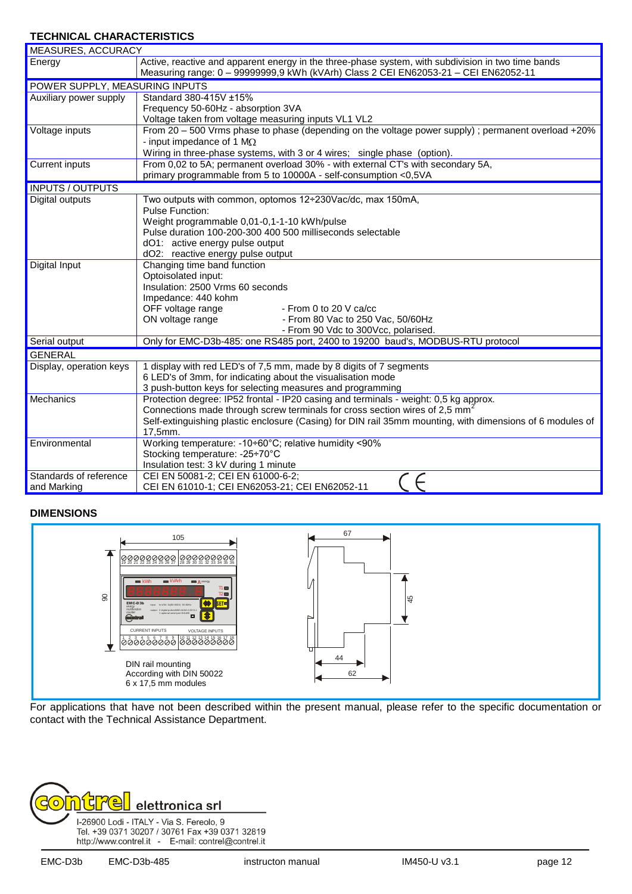## TECHNICAL CHARACTERISTICS

| | |
|---|---|
| **MEASURES, ACCURACY** | |
| Energy | Active, reactive and apparent energy in the three-phase system, with subdivision in two time bands<br>Measuring range: 0 – 99999999,9 kWh (kVArh) Class 2 CEI EN62053-21 – CEI EN62052-11 |
| **POWER SUPPLY, MEASURING INPUTS** | |
| Auxiliary power supply | Standard 380-415V ±15%<br>Frequency 50-60Hz - absorption 3VA<br>Voltage taken from voltage measuring inputs VL1 VL2 |
| Voltage inputs | From 20 – 500 Vrms phase to phase (depending on the voltage power supply) ; permanent overload +20% - input impedance of 1 MΩ<br>Wiring in three-phase systems, with 3 or 4 wires; single phase (option). |
| Current inputs | From 0,02 to 5A; permanent overload 30% - with external CT's with secondary 5A,<br>primary programmable from 5 to 10000A - self-consumption <0,5VA |
| **INPUTS / OUTPUTS** | |
| Digital outputs | Two outputs with common, optomos 12÷230Vac/dc, max 150mA,<br>Pulse Function:<br>Weight programmable 0,01-0,1-1-10 kWh/pulse<br>Pulse duration 100-200-300 400 500 milliseconds selectable<br>dO1: active energy pulse output<br>dO2: reactive energy pulse output |
| Digital Input | Changing time band function<br>Optoisolated input:<br>Insulation: 2500 Vrms 60 seconds<br>Impedance: 440 kohm<br>OFF voltage range - From 0 to 20 V ca/cc<br>ON voltage range - From 80 Vac to 250 Vac, 50/60Hz<br>- From 90 Vdc to 300Vcc, polarised. |
| Serial output | Only for EMC-D3b-485: one RS485 port, 2400 to 19200 baud's, MODBUS-RTU protocol |
| **GENERAL** | |
| Display, operation keys | 1 display with red LED's of 7,5 mm, made by 8 digits of 7 segments<br>6 LED's of 3mm, for indicating about the visualisation mode<br>3 push-button keys for selecting measures and programming |
| Mechanics | Protection degree: IP52 frontal - IP20 casing and terminals - weight: 0,5 kg approx.<br>Connections made through screw terminals for cross section wires of 2,5 mm²<br>Self-extinguishing plastic enclosure (Casing) for DIN rail 35mm mounting, with dimensions of 6 modules of 17,5mm. |
| Environmental | Working temperature: -10÷60°C; relative humidity <90%<br>Stocking temperature: -25÷70°C<br>Insulation test: 3 kV during 1 minute |
| Standards of reference and Marking | CEI EN 50081-2; CEI EN 61000-6-2;<br>CEI EN 61010-1; CEI EN62053-21; CEI EN62052-11 CE |

## DIMENSIONS

105
90
67
45
44
62

DIN rail mounting
According with DIN 50022
6 x 17,5 mm modules

For applications that have not been described within the present manual, please refer to the specific documentation or contact with the Technical Assistance Department.

contrel elettronica srl
I-26900 Lodi - ITALY - Via S. Fereolo, 9
Tel. +39 0371 30207 / 30761 Fax +39 0371 32819
http://www.contrel.it - E-mail: contrel@contrel.it